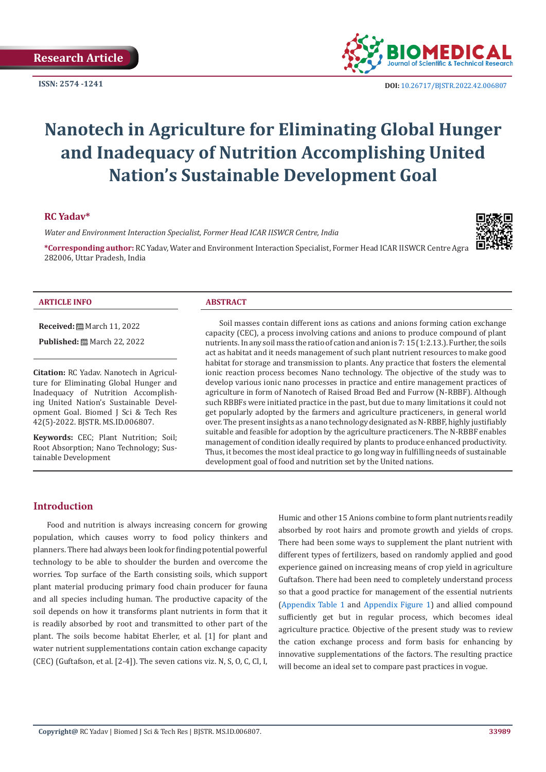Research Article

ISSN: 2574 -1241

DOI: 10.26717/BJSTR.2022.42.006807

# Nanotech in Agriculture for Eliminating Global Hunger and Inadequacy of Nutrition Accomplishing United Nation's Sustainable Development Goal

**RC Yadav***

*Water and Environment Interaction Specialist, Former Head ICAR IISWCR Centre, India*

***Corresponding author:** RC Yadav, Water and Environment Interaction Specialist, Former Head ICAR IISWCR Centre Agra 282006, Uttar Pradesh, India

**ARTICLE INFO**

**Received:** March 11, 2022

**Published:** March 22, 2022

**Citation:** RC Yadav. Nanotech in Agriculture for Eliminating Global Hunger and Inadequacy of Nutrition Accomplishing United Nation's Sustainable Development Goal. Biomed J Sci & Tech Res 42(5)-2022. BJSTR. MS.ID.006807.

**Keywords:** CEC; Plant Nutrition; Soil; Root Absorption; Nano Technology; Sustainable Development

**ABSTRACT**

Soil masses contain different ions as cations and anions forming cation exchange capacity (CEC), a process involving cations and anions to produce compound of plant nutrients. In any soil mass the ratio of cation and anion is 7: 15 (1:2.13.). Further, the soils act as habitat and it needs management of such plant nutrient resources to make good habitat for storage and transmission to plants. Any practice that fosters the elemental ionic reaction process becomes Nano technology. The objective of the study was to develop various ionic nano processes in practice and entire management practices of agriculture in form of Nanotech of Raised Broad Bed and Furrow (N-RBBF). Although such RBBFs were initiated practice in the past, but due to many limitations it could not get popularly adopted by the farmers and agriculture practiceners, in general world over. The present insights as a nano technology designated as N-RBBF, highly justifiably suitable and feasible for adoption by the agriculture practiceners. The N-RBBF enables management of condition ideally required by plants to produce enhanced productivity. Thus, it becomes the most ideal practice to go long way in fulfilling needs of sustainable development goal of food and nutrition set by the United nations.

## Introduction

Food and nutrition is always increasing concern for growing population, which causes worry to food policy thinkers and planners. There had always been look for finding potential powerful technology to be able to shoulder the burden and overcome the worries. Top surface of the Earth consisting soils, which support plant material producing primary food chain producer for fauna and all species including human. The productive capacity of the soil depends on how it transforms plant nutrients in form that it is readily absorbed by root and transmitted to other part of the plant. The soils become habitat Eherler, et al. [1] for plant and water nutrient supplementations contain cation exchange capacity (CEC) (Guftafson, et al. [2-4]). The seven cations viz. N, S, O, C, Cl, I, Humic and other 15 Anions combine to form plant nutrients readily absorbed by root hairs and promote growth and yields of crops. There had been some ways to supplement the plant nutrient with different types of fertilizers, based on randomly applied and good experience gained on increasing means of crop yield in agriculture Guftafson. There had been need to completely understand process so that a good practice for management of the essential nutrients (Appendix Table 1 and Appendix Figure 1) and allied compound sufficiently get but in regular process, which becomes ideal agriculture practice. Objective of the present study was to review the cation exchange process and form basis for enhancing by innovative supplementations of the factors. The resulting practice will become an ideal set to compare past practices in vogue.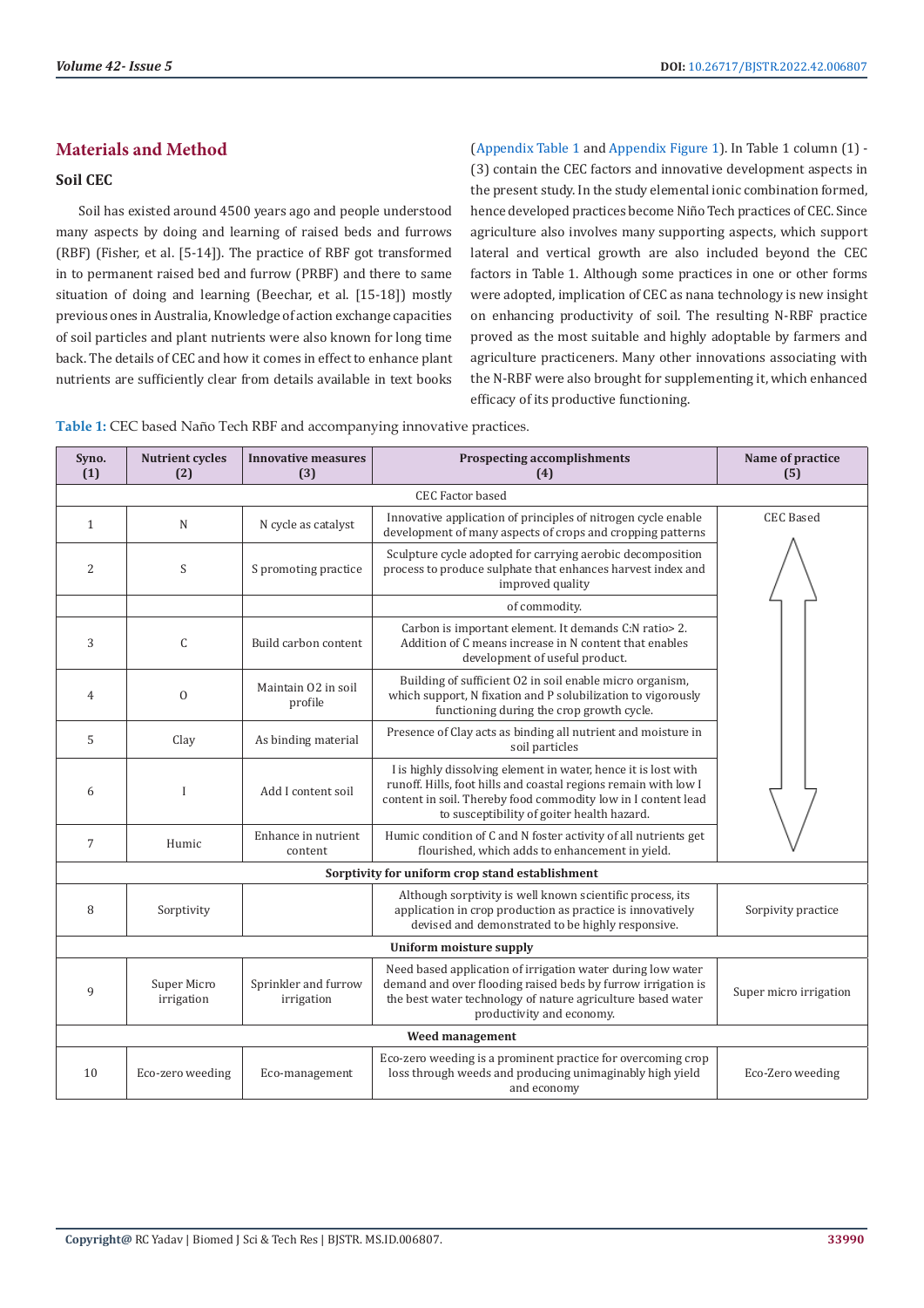## Materials and Method

### Soil CEC

Soil has existed around 4500 years ago and people understood many aspects by doing and learning of raised beds and furrows (RBF) (Fisher, et al. [5-14]). The practice of RBF got transformed in to permanent raised bed and furrow (PRBF) and there to same situation of doing and learning (Beechar, et al. [15-18]) mostly previous ones in Australia, Knowledge of action exchange capacities of soil particles and plant nutrients were also known for long time back. The details of CEC and how it comes in effect to enhance plant nutrients are sufficiently clear from details available in text books (Appendix Table 1 and Appendix Figure 1). In Table 1 column (1) - (3) contain the CEC factors and innovative development aspects in the present study. In the study elemental ionic combination formed, hence developed practices become Niño Tech practices of CEC. Since agriculture also involves many supporting aspects, which support lateral and vertical growth are also included beyond the CEC factors in Table 1. Although some practices in one or other forms were adopted, implication of CEC as nana technology is new insight on enhancing productivity of soil. The resulting N-RBF practice proved as the most suitable and highly adoptable by farmers and agriculture practiceners. Many other innovations associating with the N-RBF were also brought for supplementing it, which enhanced efficacy of its productive functioning.

**Table 1:** CEC based Naño Tech RBF and accompanying innovative practices.

| Syno. (1) | Nutrient cycles (2) | Innovative measures (3) | Prospecting accomplishments (4) | Name of practice (5) |
|---|---|---|---|---|
| CEC Factor based | | | | |
| 1 | N | N cycle as catalyst | Innovative application of principles of nitrogen cycle enable development of many aspects of crops and cropping patterns | CEC Based ⇕ |
| 2 | S | S promoting practice | Sculpture cycle adopted for carrying aerobic decomposition process to produce sulphate that enhances harvest index and improved quality | |
| | | | of commodity. | |
| 3 | C | Build carbon content | Carbon is important element. It demands C:N ratio> 2. Addition of C means increase in N content that enables development of useful product. | |
| 4 | O | Maintain O2 in soil profile | Building of sufficient O2 in soil enable micro organism, which support, N fixation and P solubilization to vigorously functioning during the crop growth cycle. | |
| 5 | Clay | As binding material | Presence of Clay acts as binding all nutrient and moisture in soil particles | |
| 6 | I | Add I content soil | I is highly dissolving element in water, hence it is lost with runoff. Hills, foot hills and coastal regions remain with low I content in soil. Thereby food commodity low in I content lead to susceptibility of goiter health hazard. | |
| 7 | Humic | Enhance in nutrient content | Humic condition of C and N foster activity of all nutrients get flourished, which adds to enhancement in yield. | |
| **Sorptivity for uniform crop stand establishment** | | | | |
| 8 | Sorptivity | | Although sorptivity is well known scientific process, its application in crop production as practice is innovatively devised and demonstrated to be highly responsive. | Sorpivity practice |
| **Uniform moisture supply** | | | | |
| 9 | Super Micro irrigation | Sprinkler and furrow irrigation | Need based application of irrigation water during low water demand and over flooding raised beds by furrow irrigation is the best water technology of nature agriculture based water productivity and economy. | Super micro irrigation |
| **Weed management** | | | | |
| 10 | Eco-zero weeding | Eco-management | Eco-zero weeding is a prominent practice for overcoming crop loss through weeds and producing unimaginably high yield and economy | Eco-Zero weeding |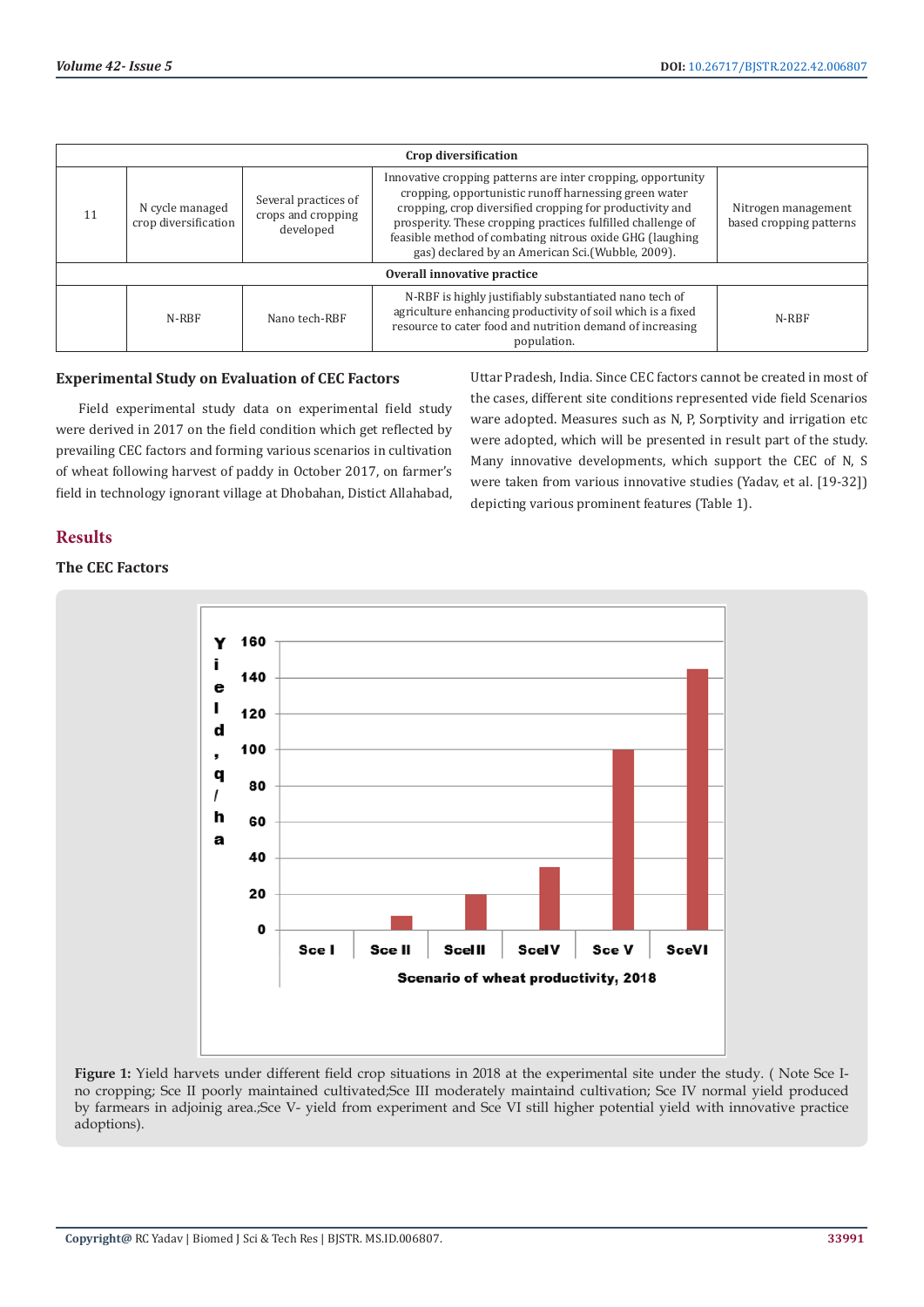| | | | | |
|---|---|---|---|---|
| **Crop diversification** | | | | |
| 11 | N cycle managed crop diversification | Several practices of crops and cropping developed | Innovative cropping patterns are inter cropping, opportunity cropping, opportunistic runoff harnessing green water cropping, crop diversified cropping for productivity and prosperity. These cropping practices fulfilled challenge of feasible method of combating nitrous oxide GHG (laughing gas) declared by an American Sci.(Wubble, 2009). | Nitrogen management based cropping patterns |
| **Overall innovative practice** | | | | |
| | N-RBF | Nano tech-RBF | N-RBF is highly justifiably substantiated nano tech of agriculture enhancing productivity of soil which is a fixed resource to cater food and nutrition demand of increasing population. | N-RBF |

### Experimental Study on Evaluation of CEC Factors

Field experimental study data on experimental field study were derived in 2017 on the field condition which get reflected by prevailing CEC factors and forming various scenarios in cultivation of wheat following harvest of paddy in October 2017, on farmer's field in technology ignorant village at Dhobahan, Distict Allahabad, Uttar Pradesh, India. Since CEC factors cannot be created in most of the cases, different site conditions represented vide field Scenarios ware adopted. Measures such as N, P, Sorptivity and irrigation etc were adopted, which will be presented in result part of the study. Many innovative developments, which support the CEC of N, S were taken from various innovative studies (Yadav, et al. [19-32]) depicting various prominent features (Table 1).

## Results

### The CEC Factors

**Figure 1:** Yield harvests under different field crop situations in 2018 at the experimental site under the study. ( Note Sce I-no cropping; Sce II poorly maintained cultivated;Sce III moderately maintaind cultivation; Sce IV normal yield produced by farmears in adjoinig area.;Sce V- yield from experiment and Sce VI still higher potential yield with innovative practice adoptions).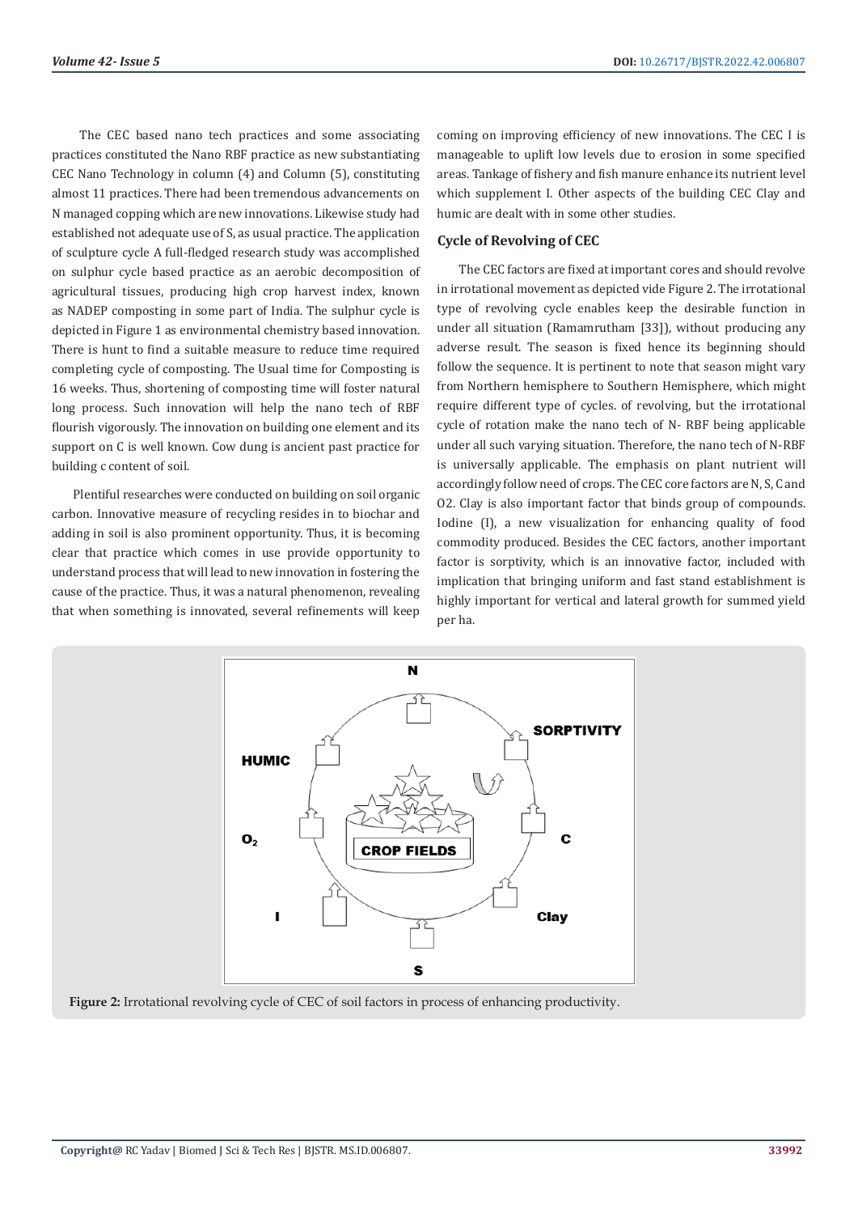The CEC based nano tech practices and some associating practices constituted the Nano RBF practice as new substantiating CEC Nano Technology in column (4) and Column (5), constituting almost 11 practices. There had been tremendous advancements on N managed copping which are new innovations. Likewise study had established not adequate use of S, as usual practice. The application of sculpture cycle A full-fledged research study was accomplished on sulphur cycle based practice as an aerobic decomposition of agricultural tissues, producing high crop harvest index, known as NADEP composting in some part of India. The sulphur cycle is depicted in Figure 1 as environmental chemistry based innovation. There is hunt to find a suitable measure to reduce time required completing cycle of composting. The Usual time for Composting is 16 weeks. Thus, shortening of composting time will foster natural long process. Such innovation will help the nano tech of RBF flourish vigorously. The innovation on building one element and its support on C is well known. Cow dung is ancient past practice for building c content of soil.

Plentiful researches were conducted on building on soil organic carbon. Innovative measure of recycling resides in to biochar and adding in soil is also prominent opportunity. Thus, it is becoming clear that practice which comes in use provide opportunity to understand process that will lead to new innovation in fostering the cause of the practice. Thus, it was a natural phenomenon, revealing that when something is innovated, several refinements will keep coming on improving efficiency of new innovations. The CEC I is manageable to uplift low levels due to erosion in some specified areas. Tankage of fishery and fish manure enhance its nutrient level which supplement I. Other aspects of the building CEC Clay and humic are dealt with in some other studies.

### Cycle of Revolving of CEC

The CEC factors are fixed at important cores and should revolve in irrotational movement as depicted vide Figure 2. The irrotational type of revolving cycle enables keep the desirable function in under all situation (Ramamrutham [33]), without producing any adverse result. The season is fixed hence its beginning should follow the sequence. It is pertinent to note that season might vary from Northern hemisphere to Southern Hemisphere, which might require different type of cycles. of revolving, but the irrotational cycle of rotation make the nano tech of N- RBF being applicable under all such varying situation. Therefore, the nano tech of N-RBF is universally applicable. The emphasis on plant nutrient will accordingly follow need of crops. The CEC core factors are N, S, C and O2. Clay is also important factor that binds group of compounds. Iodine (I), a new visualization for enhancing quality of food commodity produced. Besides the CEC factors, another important factor is sorptivity, which is an innovative factor, included with implication that bringing uniform and fast stand establishment is highly important for vertical and lateral growth for summed yield per ha.

**Figure 2:** Irrotational revolving cycle of CEC of soil factors in process of enhancing productivity.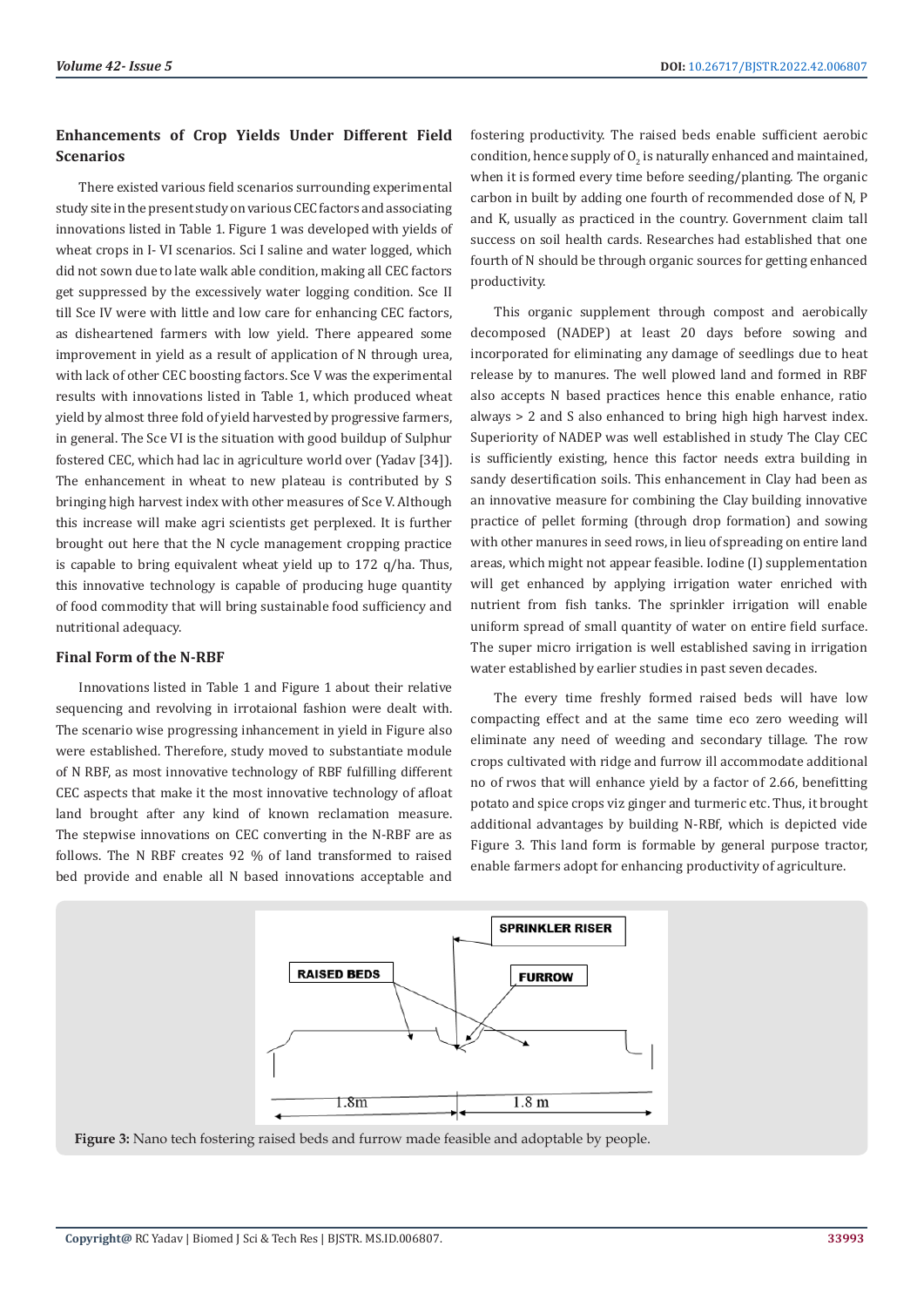## Enhancements of Crop Yields Under Different Field Scenarios

There existed various field scenarios surrounding experimental study site in the present study on various CEC factors and associating innovations listed in Table 1. Figure 1 was developed with yields of wheat crops in I- VI scenarios. Sci I saline and water logged, which did not sown due to late walk able condition, making all CEC factors get suppressed by the excessively water logging condition. Sce II till Sce IV were with little and low care for enhancing CEC factors, as disheartened farmers with low yield. There appeared some improvement in yield as a result of application of N through urea, with lack of other CEC boosting factors. Sce V was the experimental results with innovations listed in Table 1, which produced wheat yield by almost three fold of yield harvested by progressive farmers, in general. The Sce VI is the situation with good buildup of Sulphur fostered CEC, which had lac in agriculture world over (Yadav [34]). The enhancement in wheat to new plateau is contributed by S bringing high harvest index with other measures of Sce V. Although this increase will make agri scientists get perplexed. It is further brought out here that the N cycle management cropping practice is capable to bring equivalent wheat yield up to 172 q/ha. Thus, this innovative technology is capable of producing huge quantity of food commodity that will bring sustainable food sufficiency and nutritional adequacy.

## Final Form of the N-RBF

Innovations listed in Table 1 and Figure 1 about their relative sequencing and revolving in irrotaional fashion were dealt with. The scenario wise progressing inhancement in yield in Figure also were established. Therefore, study moved to substantiate module of N RBF, as most innovative technology of RBF fulfilling different CEC aspects that make it the most innovative technology of afloat land brought after any kind of known reclamation measure. The stepwise innovations on CEC converting in the N-RBF are as follows. The N RBF creates 92 % of land transformed to raised bed provide and enable all N based innovations acceptable and fostering productivity. The raised beds enable sufficient aerobic condition, hence supply of $O_2$ is naturally enhanced and maintained, when it is formed every time before seeding/planting. The organic carbon in built by adding one fourth of recommended dose of N, P and K, usually as practiced in the country. Government claim tall success on soil health cards. Researches had established that one fourth of N should be through organic sources for getting enhanced productivity.

This organic supplement through compost and aerobically decomposed (NADEP) at least 20 days before sowing and incorporated for eliminating any damage of seedlings due to heat release by to manures. The well plowed land and formed in RBF also accepts N based practices hence this enable enhance, ratio always > 2 and S also enhanced to bring high high harvest index. Superiority of NADEP was well established in study The Clay CEC is sufficiently existing, hence this factor needs extra building in sandy desertification soils. This enhancement in Clay had been as an innovative measure for combining the Clay building innovative practice of pellet forming (through drop formation) and sowing with other manures in seed rows, in lieu of spreading on entire land areas, which might not appear feasible. Iodine (I) supplementation will get enhanced by applying irrigation water enriched with nutrient from fish tanks. The sprinkler irrigation will enable uniform spread of small quantity of water on entire field surface. The super micro irrigation is well established saving in irrigation water established by earlier studies in past seven decades.

The every time freshly formed raised beds will have low compacting effect and at the same time eco zero weeding will eliminate any need of weeding and secondary tillage. The row crops cultivated with ridge and furrow ill accommodate additional no of rwos that will enhance yield by a factor of 2.66, benefitting potato and spice crops viz ginger and turmeric etc. Thus, it brought additional advantages by building N-RBf, which is depicted vide Figure 3. This land form is formable by general purpose tractor, enable farmers adopt for enhancing productivity of agriculture.

**Figure 3:** Nano tech fostering raised beds and furrow made feasible and adoptable by people.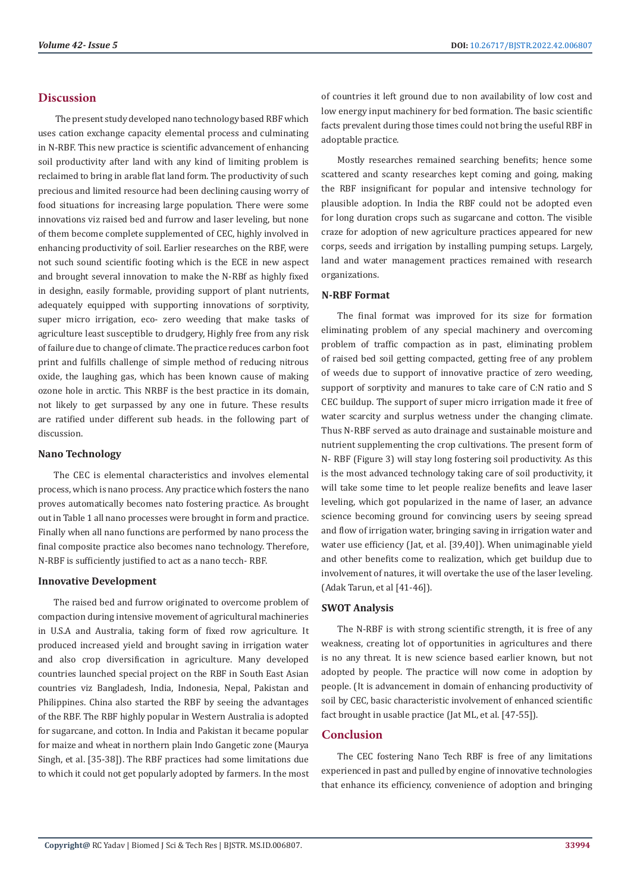## Discussion

The present study developed nano technology based RBF which uses cation exchange capacity elemental process and culminating in N-RBF. This new practice is scientific advancement of enhancing soil productivity after land with any kind of limiting problem is reclaimed to bring in arable flat land form. The productivity of such precious and limited resource had been declining causing worry of food situations for increasing large population. There were some innovations viz raised bed and furrow and laser leveling, but none of them become complete supplemented of CEC, highly involved in enhancing productivity of soil. Earlier researches on the RBF, were not such sound scientific footing which is the ECE in new aspect and brought several innovation to make the N-RBf as highly fixed in desighn, easily formable, providing support of plant nutrients, adequately equipped with supporting innovations of sorptivity, super micro irrigation, eco- zero weeding that make tasks of agriculture least susceptible to drudgery, Highly free from any risk of failure due to change of climate. The practice reduces carbon foot print and fulfills challenge of simple method of reducing nitrous oxide, the laughing gas, which has been known cause of making ozone hole in arctic. This NRBF is the best practice in its domain, not likely to get surpassed by any one in future. These results are ratified under different sub heads. in the following part of discussion.

### Nano Technology

The CEC is elemental characteristics and involves elemental process, which is nano process. Any practice which fosters the nano proves automatically becomes nato fostering practice. As brought out in Table 1 all nano processes were brought in form and practice. Finally when all nano functions are performed by nano process the final composite practice also becomes nano technology. Therefore, N-RBF is sufficiently justified to act as a nano tecch- RBF.

### Innovative Development

The raised bed and furrow originated to overcome problem of compaction during intensive movement of agricultural machineries in U.S.A and Australia, taking form of fixed row agriculture. It produced increased yield and brought saving in irrigation water and also crop diversification in agriculture. Many developed countries launched special project on the RBF in South East Asian countries viz Bangladesh, India, Indonesia, Nepal, Pakistan and Philippines. China also started the RBF by seeing the advantages of the RBF. The RBF highly popular in Western Australia is adopted for sugarcane, and cotton. In India and Pakistan it became popular for maize and wheat in northern plain Indo Gangetic zone (Maurya Singh, et al. [35-38]). The RBF practices had some limitations due to which it could not get popularly adopted by farmers. In the most of countries it left ground due to non availability of low cost and low energy input machinery for bed formation. The basic scientific facts prevalent during those times could not bring the useful RBF in adoptable practice.

Mostly researches remained searching benefits; hence some scattered and scanty researches kept coming and going, making the RBF insignificant for popular and intensive technology for plausible adoption. In India the RBF could not be adopted even for long duration crops such as sugarcane and cotton. The visible craze for adoption of new agriculture practices appeared for new corps, seeds and irrigation by installing pumping setups. Largely, land and water management practices remained with research organizations.

### N-RBF Format

The final format was improved for its size for formation eliminating problem of any special machinery and overcoming problem of traffic compaction as in past, eliminating problem of raised bed soil getting compacted, getting free of any problem of weeds due to support of innovative practice of zero weeding, support of sorptivity and manures to take care of C:N ratio and S CEC buildup. The support of super micro irrigation made it free of water scarcity and surplus wetness under the changing climate. Thus N-RBF served as auto drainage and sustainable moisture and nutrient supplementing the crop cultivations. The present form of N- RBF (Figure 3) will stay long fostering soil productivity. As this is the most advanced technology taking care of soil productivity, it will take some time to let people realize benefits and leave laser leveling, which got popularized in the name of laser, an advance science becoming ground for convincing users by seeing spread and flow of irrigation water, bringing saving in irrigation water and water use efficiency (Jat, et al. [39,40]). When unimaginable yield and other benefits come to realization, which get buildup due to involvement of natures, it will overtake the use of the laser leveling. (Adak Tarun, et al [41-46]).

### SWOT Analysis

The N-RBF is with strong scientific strength, it is free of any weakness, creating lot of opportunities in agricultures and there is no any threat. It is new science based earlier known, but not adopted by people. The practice will now come in adoption by people. (It is advancement in domain of enhancing productivity of soil by CEC, basic characteristic involvement of enhanced scientific fact brought in usable practice (Jat ML, et al. [47-55]).

## Conclusion

The CEC fostering Nano Tech RBF is free of any limitations experienced in past and pulled by engine of innovative technologies that enhance its efficiency, convenience of adoption and bringing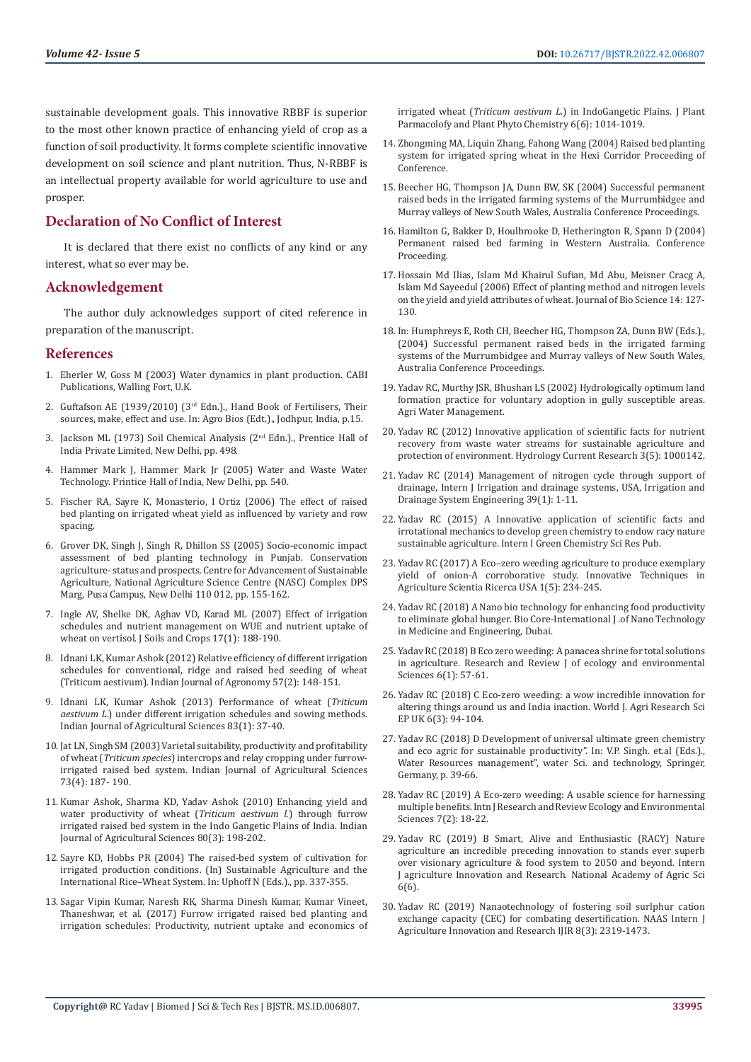sustainable development goals. This innovative RBBF is superior to the most other known practice of enhancing yield of crop as a function of soil productivity. It forms complete scientific innovative development on soil science and plant nutrition. Thus, N-RBBF is an intellectual property available for world agriculture to use and prosper.

## Declaration of No Conflict of Interest

It is declared that there exist no conflicts of any kind or any interest, what so ever may be.

## Acknowledgement

The author duly acknowledges support of cited reference in preparation of the manuscript.

## References

1. Eherler W, Goss M (2003) Water dynamics in plant production. CABI Publications, Walling Fort, U.K.
2. Guftafson AE (1939/2010) (3rd Edn.), Hand Book of Fertilisers, Their sources, make, effect and use. In: Agro Bios (Edt.), Jodhpur, India, p.15.
3. Jackson ML (1973) Soil Chemical Analysis (2nd Edn.), Prentice Hall of India Private Limited, New Delhi, pp. 498.
4. Hammer Mark J, Hammer Mark Jr (2005) Water and Waste Water Technology. Printice Hall of India, New Delhi, pp. 540.
5. Fischer RA, Sayre K, Monasterio, I Ortiz (2006) The effect of raised bed planting on irrigated wheat yield as influenced by variety and row spacing.
6. Grover DK, Singh J, Singh R, Dhillon SS (2005) Socio-economic impact assessment of bed planting technology in Punjab. Conservation agriculture- status and prospects. Centre for Advancement of Sustainable Agriculture, National Agriculture Science Centre (NASC) Complex DPS Marg, Pusa Campus, New Delhi 110 012, pp. 155-162.
7. Ingle AV, Shelke DK, Aghav VD, Karad ML (2007) Effect of irrigation schedules and nutrient management on WUE and nutrient uptake of wheat on vertisol. J Soils and Crops 17(1): 188-190.
8. Idnani LK, Kumar Ashok (2012) Relative efficiency of different irrigation schedules for conventional, ridge and raised bed seeding of wheat (Triticum aestivum). Indian Journal of Agronomy 57(2): 148-151.
9. Idnani LK, Kumar Ashok (2013) Performance of wheat (*Triticum aestivum L.*) under different irrigation schedules and sowing methods. Indian Journal of Agricultural Sciences 83(1): 37-40.
10. Jat LN, Singh SM (2003) Varietal suitability, productivity and profitability of wheat (*Triticum species*) intercrops and relay cropping under furrow-irrigated raised bed system. Indian Journal of Agricultural Sciences 73(4): 187- 190.
11. Kumar Ashok, Sharma KD, Yadav Ashok (2010) Enhancing yield and water productivity of wheat (*Triticum aestivum l.*) through furrow irrigated raised bed system in the Indo Gangetic Plains of India. Indian Journal of Agricultural Sciences 80(3): 198-202.
12. Sayre KD, Hobbs PR (2004) The raised-bed system of cultivation for irrigated production conditions. (In) Sustainable Agriculture and the International Rice–Wheat System. In: Uphoff N (Eds.)., pp. 337-355.
13. Sagar Vipin Kumar, Naresh RK, Sharma Dinesh Kumar, Kumar Vineet, Thaneshwar, et al. (2017) Furrow irrigated raised bed planting and irrigation schedules: Productivity, nutrient uptake and economics of irrigated wheat (*Triticum aestivum L.*) in IndoGangetic Plains. J Plant Parmacolofy and Plant Phyto Chemistry 6(6): 1014-1019.
14. Zhongming MA, Liquin Zhang, Fahong Wang (2004) Raised bed planting system for irrigated spring wheat in the Hexi Corridor Proceeding of Conference.
15. Beecher HG, Thompson JA, Dunn BW, SK (2004) Successful permanent raised beds in the irrigated farming systems of the Murrumbidgee and Murray valleys of New South Wales, Australia Conference Proceedings.
16. Hamilton G, Bakker D, Houlbrooke D, Hetherington R, Spann D (2004) Permanent raised bed farming in Western Australia. Conference Proceeding.
17. Hossain Md Ilias, Islam Md Khairul Sufian, Md Abu, Meisner Cracg A, Islam Md Sayeedul (2006) Effect of planting method and nitrogen levels on the yield and yield attributes of wheat. Journal of Bio Science 14: 127-130.
18. In: Humphreys E, Roth CH, Beecher HG, Thompson ZA, Dunn BW (Eds.), (2004) Successful permanent raised beds in the irrigated farming systems of the Murrumbidgee and Murray valleys of New South Wales, Australia Conference Proceedings.
19. Yadav RC, Murthy JSR, Bhushan LS (2002) Hydrologically optimum land formation practice for voluntary adoption in gully susceptible areas. Agri Water Management.
20. Yadav RC (2012) Innovative application of scientific facts for nutrient recovery from waste water streams for sustainable agriculture and protection of environment. Hydrology Current Research 3(5): 1000142.
21. Yadav RC (2014) Management of nitrogen cycle through support of drainage, Intern J Irrigation and drainage systems, USA, Irrigation and Drainage System Engineering 39(1): 1-11.
22. Yadav RC (2015) A Innovative application of scientific facts and irrotational mechanics to develop green chemistry to endow racy nature sustainable agriculture. Intern I Green Chemistry Sci Res Pub.
23. Yadav RC (2017) A Eco–zero weeding agriculture to produce exemplary yield of onion-A corroborative study. Innovative Techniques in Agriculture Scientia Ricerca USA 1(5): 234-245.
24. Yadav RC (2018) A Nano bio technology for enhancing food productivity to eliminate global hunger. Bio Core-International J .of Nano Technology in Medicine and Engineering, Dubai.
25. Yadav RC (2018) B Eco zero weeding: A panacea shrine for total solutions in agriculture. Research and Review J of ecology and environmental Sciences 6(1): 57-61.
26. Yadav RC (2018) C Eco-zero weeding: a wow incredible innovation for altering things around us and India inaction. World J. Agri Research Sci EP UK 6(3): 94-104.
27. Yadav RC (2018) D Development of universal ultimate green chemistry and eco agric for sustainable productivity". In: V.P. Singh. et.al (Eds.), Water Resources management", water Sci. and technology, Springer, Germany, p. 39-66.
28. Yadav RC (2019) A Eco-zero weeding: A usable science for harnessing multiple benefits. Intn J Research and Review Ecology and Environmental Sciences 7(2): 18-22.
29. Yadav RC (2019) B Smart, Alive and Enthusiastic (RACY) Nature agriculture an incredible preceding innovation to stands ever superb over visionary agriculture & food system to 2050 and beyond. Intern J agriculture Innovation and Research. National Academy of Agric Sci 6(6).
30. Yadav RC (2019) Nanaotechnology of fostering soil surlphur cation exchange capacity (CEC) for combating desertification. NAAS Intern J Agriculture Innovation and Research IJIR 8(3): 2319-1473.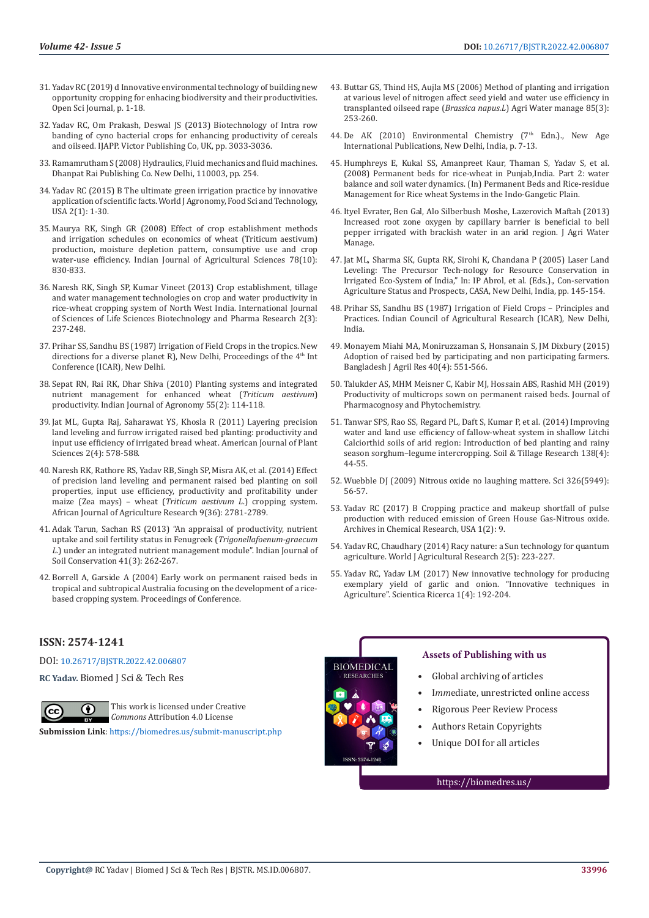31. Yadav RC (2019) d Innovative environmental technology of building new opportunity cropping for enhacing biodiversity and their productivities. Open Sci Journal, p. 1-18.
32. Yadav RC, Om Prakash, Deswal JS (2013) Biotechnology of Intra row banding of cyno bacterial crops for enhancing productivity of cereals and oilseed. IJAPP. Victor Publishing Co, UK, pp. 3033-3036.
33. Ramamrutham S (2008) Hydraulics, Fluid mechanics and fluid machines. Dhanpat Rai Publishing Co. New Delhi, 110003, pp. 254.
34. Yadav RC (2015) B The ultimate green irrigation practice by innovative application of scientific facts. World J Agronomy, Food Sci and Technology, USA 2(1): 1-30.
35. Maurya RK, Singh GR (2008) Effect of crop establishment methods and irrigation schedules on economics of wheat (Triticum aestivum) production, moisture depletion pattern, consumptive use and crop water-use efficiency. Indian Journal of Agricultural Sciences 78(10): 830-833.
36. Naresh RK, Singh SP, Kumar Vineet (2013) Crop establishment, tillage and water management technologies on crop and water productivity in rice-wheat cropping system of North West India. International Journal of Sciences of Life Sciences Biotechnology and Pharma Research 2(3): 237-248.
37. Prihar SS, Sandhu BS (1987) Irrigation of Field Crops in the tropics. New directions for a diverse planet R), New Delhi, Proceedings of the 4[th] Int Conference (ICAR), New Delhi.
38. Sepat RN, Rai RK, Dhar Shiva (2010) Planting systems and integrated nutrient management for enhanced wheat (*Triticum aestivum*) productivity. Indian Journal of Agronomy 55(2): 114-118.
39. Jat ML, Gupta Raj, Saharawat YS, Khosla R (2011) Layering precision land leveling and furrow irrigated raised bed planting: productivity and input use efficiency of irrigated bread wheat. American Journal of Plant Sciences 2(4): 578-588.
40. Naresh RK, Rathore RS, Yadav RB, Singh SP, Misra AK, et al. (2014) Effect of precision land leveling and permanent raised bed planting on soil properties, input use efficiency, productivity and profitability under maize (Zea mays) – wheat (*Triticum aestivum L.*) cropping system. African Journal of Agriculture Research 9(36): 2781-2789.
41. Adak Tarun, Sachan RS (2013) "An appraisal of productivity, nutrient uptake and soil fertility status in Fenugreek (*Trigonellafoenum-graecum L.*) under an integrated nutrient management module". Indian Journal of Soil Conservation 41(3): 262-267.
42. Borrell A, Garside A (2004) Early work on permanent raised beds in tropical and subtropical Australia focusing on the development of a rice-based cropping system. Proceedings of Conference.
43. Buttar GS, Thind HS, Aujla MS (2006) Method of planting and irrigation at various level of nitrogen affect seed yield and water use efficiency in transplanted oilseed rape (*Brassica napus.L*) Agri Water manage 85(3): 253-260.
44. De AK (2010) Environmental Chemistry (7[th] Edn.)., New Age International Publications, New Delhi, India, p. 7-13.
45. Humphreys E, Kukal SS, Amanpreet Kaur, Thaman S, Yadav S, et al. (2008) Permanent beds for rice-wheat in Punjab,India. Part 2: water balance and soil water dynamics. (In) Permanent Beds and Rice-residue Management for Rice wheat Systems in the Indo-Gangetic Plain.
46. Ityel Evrater, Ben Gal, Alo Silberbush Moshe, Lazerovich Maftah (2013) Increased root zone oxygen by capillary barrier is beneficial to bell pepper irrigated with brackish water in an arid region. J Agri Water Manage.
47. Jat ML, Sharma SK, Gupta RK, Sirohi K, Chandana P (2005) Laser Land Leveling: The Precursor Tech-nology for Resource Conservation in Irrigated Eco-System of India," In: IP Abrol, et al. (Eds.), Con-servation Agriculture Status and Prospects, CASA, New Delhi, India, pp. 145-154.
48. Prihar SS, Sandhu BS (1987) Irrigation of Field Crops – Principles and Practices. Indian Council of Agricultural Research (ICAR), New Delhi, India.
49. Monayem Miahi MA, Moniruzzaman S, Honsanain S, JM Dixbury (2015) Adoption of raised bed by participating and non participating farmers. Bangladesh J Agril Res 40(4): 551-566.
50. Talukder AS, MHM Meisner C, Kabir MJ, Hossain ABS, Rashid MH (2019) Productivity of multicrops sown on permanent raised beds. Journal of Pharmacognosy and Phytochemistry.
51. Tanwar SPS, Rao SS, Regard PL, Daft S, Kumar P, et al. (2014) Improving water and land use efficiency of fallow-wheat system in shallow Litchi Calciorthid soils of arid region: Introduction of bed planting and rainy season sorghum–legume intercropping. Soil & Tillage Research 138(4): 44-55.
52. Wuebble DJ (2009) Nitrous oxide no laughing mattere. Sci 326(5949): 56-57.
53. Yadav RC (2017) B Cropping practice and makeup shortfall of pulse production with reduced emission of Green House Gas-Nitrous oxide. Archives in Chemical Research, USA 1(2): 9.
54. Yadav RC, Chaudhary (2014) Racy nature: a Sun technology for quantum agriculture. World J Agricultural Research 2(5): 223-227.
55. Yadav RC, Yadav LM (2017) New innovative technology for producing exemplary yield of garlic and onion. "Innovative techniques in Agriculture". Scientica Ricerca 1(4): 192-204.

**ISSN: 2574-1241**

DOI: 10.26717/BJSTR.2022.42.006807

**RC Yadav.** Biomed J Sci & Tech Res

This work is licensed under Creative *Commons* Attribution 4.0 License

**Submission Link**: https://biomedres.us/submit-manuscript.php

**Assets of Publishing with us**

- Global archiving of articles
- Immediate, unrestricted online access
- Rigorous Peer Review Process
- Authors Retain Copyrights
- Unique DOI for all articles

https://biomedres.us/